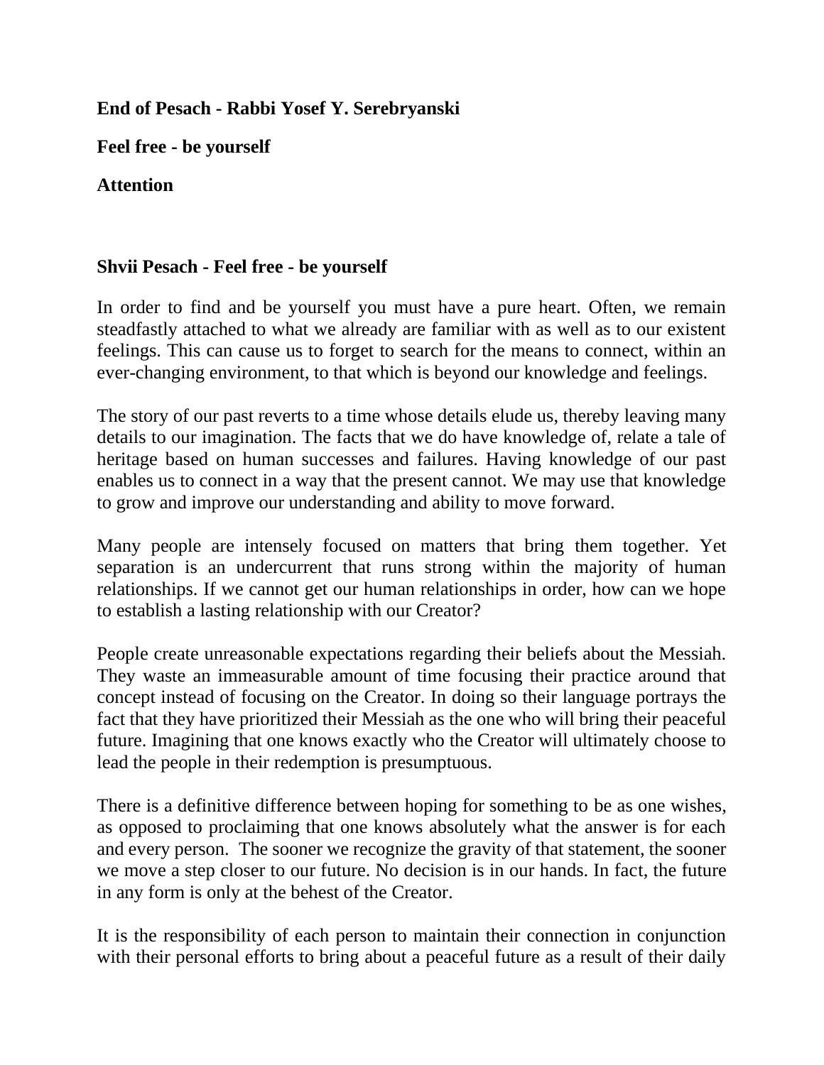**End of Pesach - Rabbi Yosef Y. Serebryanski**

**Feel free - be yourself**

**Attention**

## Shvii Pesach - Feel free - be yourself

In order to find and be yourself you must have a pure heart. Often, we remain steadfastly attached to what we already are familiar with as well as to our existent feelings. This can cause us to forget to search for the means to connect, within an ever-changing environment, to that which is beyond our knowledge and feelings.

The story of our past reverts to a time whose details elude us, thereby leaving many details to our imagination. The facts that we do have knowledge of, relate a tale of heritage based on human successes and failures. Having knowledge of our past enables us to connect in a way that the present cannot. We may use that knowledge to grow and improve our understanding and ability to move forward.

Many people are intensely focused on matters that bring them together. Yet separation is an undercurrent that runs strong within the majority of human relationships. If we cannot get our human relationships in order, how can we hope to establish a lasting relationship with our Creator?

People create unreasonable expectations regarding their beliefs about the Messiah. They waste an immeasurable amount of time focusing their practice around that concept instead of focusing on the Creator. In doing so their language portrays the fact that they have prioritized their Messiah as the one who will bring their peaceful future. Imagining that one knows exactly who the Creator will ultimately choose to lead the people in their redemption is presumptuous.

There is a definitive difference between hoping for something to be as one wishes, as opposed to proclaiming that one knows absolutely what the answer is for each and every person. The sooner we recognize the gravity of that statement, the sooner we move a step closer to our future. No decision is in our hands. In fact, the future in any form is only at the behest of the Creator.

It is the responsibility of each person to maintain their connection in conjunction with their personal efforts to bring about a peaceful future as a result of their daily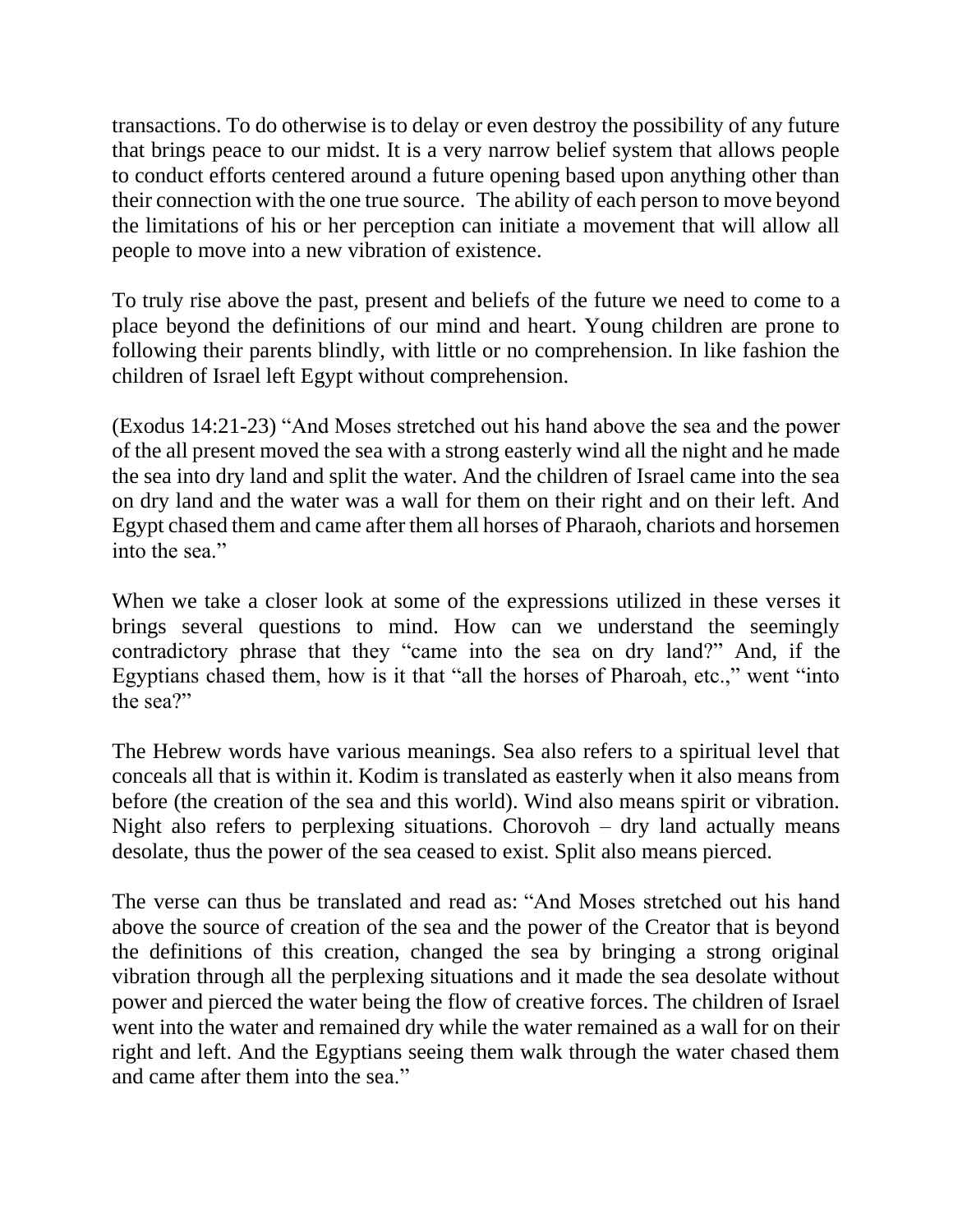transactions. To do otherwise is to delay or even destroy the possibility of any future that brings peace to our midst. It is a very narrow belief system that allows people to conduct efforts centered around a future opening based upon anything other than their connection with the one true source. The ability of each person to move beyond the limitations of his or her perception can initiate a movement that will allow all people to move into a new vibration of existence.

To truly rise above the past, present and beliefs of the future we need to come to a place beyond the definitions of our mind and heart. Young children are prone to following their parents blindly, with little or no comprehension. In like fashion the children of Israel left Egypt without comprehension.

(Exodus 14:21-23) "And Moses stretched out his hand above the sea and the power of the all present moved the sea with a strong easterly wind all the night and he made the sea into dry land and split the water. And the children of Israel came into the sea on dry land and the water was a wall for them on their right and on their left. And Egypt chased them and came after them all horses of Pharaoh, chariots and horsemen into the sea."

When we take a closer look at some of the expressions utilized in these verses it brings several questions to mind. How can we understand the seemingly contradictory phrase that they "came into the sea on dry land?" And, if the Egyptians chased them, how is it that "all the horses of Pharoah, etc.," went "into the sea?"

The Hebrew words have various meanings. Sea also refers to a spiritual level that conceals all that is within it. Kodim is translated as easterly when it also means from before (the creation of the sea and this world). Wind also means spirit or vibration. Night also refers to perplexing situations. Chorovoh – dry land actually means desolate, thus the power of the sea ceased to exist. Split also means pierced.

The verse can thus be translated and read as: "And Moses stretched out his hand above the source of creation of the sea and the power of the Creator that is beyond the definitions of this creation, changed the sea by bringing a strong original vibration through all the perplexing situations and it made the sea desolate without power and pierced the water being the flow of creative forces. The children of Israel went into the water and remained dry while the water remained as a wall for on their right and left. And the Egyptians seeing them walk through the water chased them and came after them into the sea."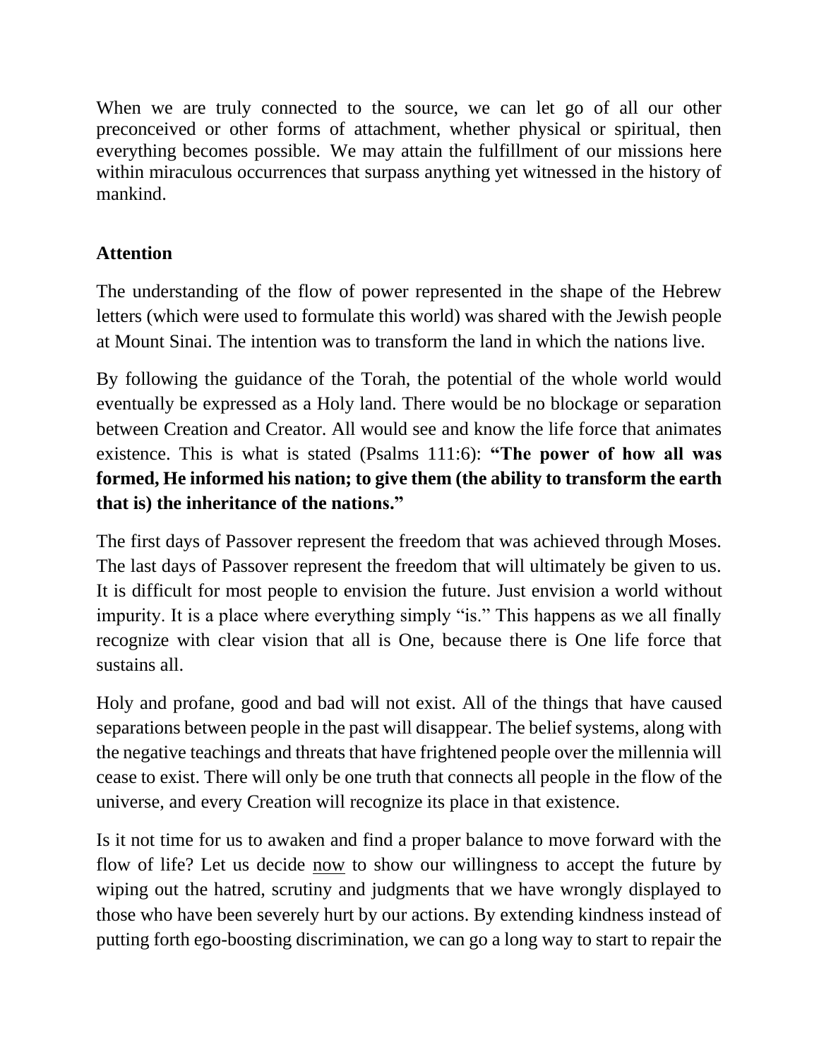When we are truly connected to the source, we can let go of all our other preconceived or other forms of attachment, whether physical or spiritual, then everything becomes possible. We may attain the fulfillment of our missions here within miraculous occurrences that surpass anything yet witnessed in the history of mankind.

**Attention**

The understanding of the flow of power represented in the shape of the Hebrew letters (which were used to formulate this world) was shared with the Jewish people at Mount Sinai. The intention was to transform the land in which the nations live.

By following the guidance of the Torah, the potential of the whole world would eventually be expressed as a Holy land. There would be no blockage or separation between Creation and Creator. All would see and know the life force that animates existence. This is what is stated (Psalms 111:6): **"The power of how all was formed, He informed his nation; to give them (the ability to transform the earth that is) the inheritance of the nations."**

The first days of Passover represent the freedom that was achieved through Moses. The last days of Passover represent the freedom that will ultimately be given to us. It is difficult for most people to envision the future. Just envision a world without impurity. It is a place where everything simply "is." This happens as we all finally recognize with clear vision that all is One, because there is One life force that sustains all.

Holy and profane, good and bad will not exist. All of the things that have caused separations between people in the past will disappear. The belief systems, along with the negative teachings and threats that have frightened people over the millennia will cease to exist. There will only be one truth that connects all people in the flow of the universe, and every Creation will recognize its place in that existence.

Is it not time for us to awaken and find a proper balance to move forward with the flow of life? Let us decide <u>now</u> to show our willingness to accept the future by wiping out the hatred, scrutiny and judgments that we have wrongly displayed to those who have been severely hurt by our actions. By extending kindness instead of putting forth ego-boosting discrimination, we can go a long way to start to repair the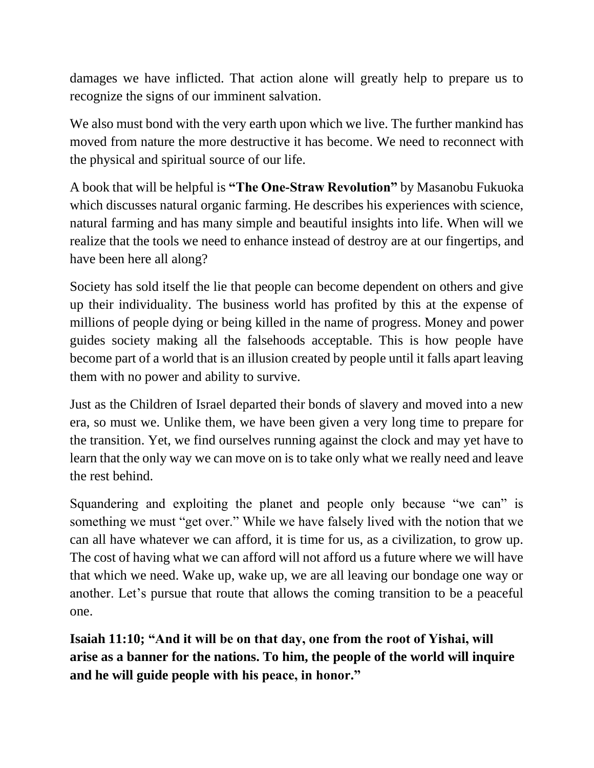damages we have inflicted. That action alone will greatly help to prepare us to recognize the signs of our imminent salvation.

We also must bond with the very earth upon which we live. The further mankind has moved from nature the more destructive it has become. We need to reconnect with the physical and spiritual source of our life.

A book that will be helpful is **"The One-Straw Revolution"** by Masanobu Fukuoka which discusses natural organic farming. He describes his experiences with science, natural farming and has many simple and beautiful insights into life. When will we realize that the tools we need to enhance instead of destroy are at our fingertips, and have been here all along?

Society has sold itself the lie that people can become dependent on others and give up their individuality. The business world has profited by this at the expense of millions of people dying or being killed in the name of progress. Money and power guides society making all the falsehoods acceptable. This is how people have become part of a world that is an illusion created by people until it falls apart leaving them with no power and ability to survive.

Just as the Children of Israel departed their bonds of slavery and moved into a new era, so must we. Unlike them, we have been given a very long time to prepare for the transition. Yet, we find ourselves running against the clock and may yet have to learn that the only way we can move on is to take only what we really need and leave the rest behind.

Squandering and exploiting the planet and people only because "we can" is something we must "get over." While we have falsely lived with the notion that we can all have whatever we can afford, it is time for us, as a civilization, to grow up. The cost of having what we can afford will not afford us a future where we will have that which we need. Wake up, wake up, we are all leaving our bondage one way or another. Let's pursue that route that allows the coming transition to be a peaceful one.

**Isaiah 11:10; "And it will be on that day, one from the root of Yishai, will arise as a banner for the nations. To him, the people of the world will inquire and he will guide people with his peace, in honor."**